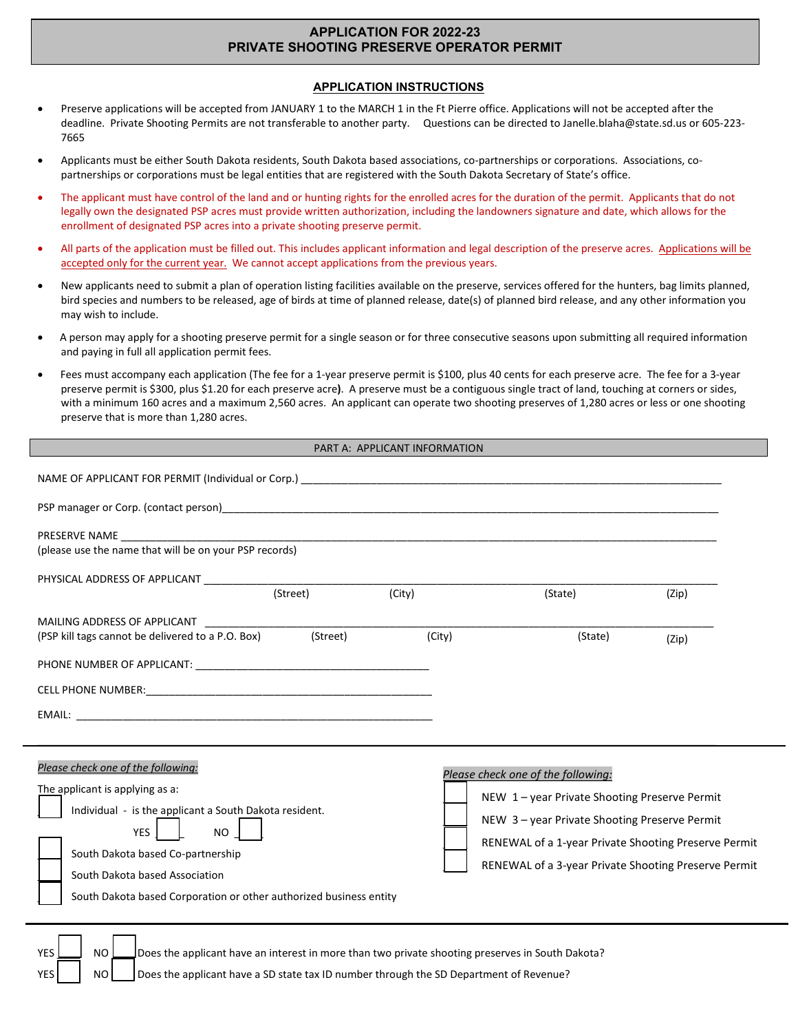# APPLICATION FOR 2022-23
# PRIVATE SHOOTING PRESERVE OPERATOR PERMIT

## APPLICATION INSTRUCTIONS

- Preserve applications will be accepted from JANUARY 1 to the MARCH 1 in the Ft Pierre office. Applications will not be accepted after the deadline. Private Shooting Permits are not transferable to another party. Questions can be directed to Janelle.blaha@state.sd.us or 605-223-7665
- Applicants must be either South Dakota residents, South Dakota based associations, co-partnerships or corporations. Associations, co-partnerships or corporations must be legal entities that are registered with the South Dakota Secretary of State's office.
- The applicant must have control of the land and or hunting rights for the enrolled acres for the duration of the permit. Applicants that do not legally own the designated PSP acres must provide written authorization, including the landowners signature and date, which allows for the enrollment of designated PSP acres into a private shooting preserve permit.
- All parts of the application must be filled out. This includes applicant information and legal description of the preserve acres. Applications will be accepted only for the current year. We cannot accept applications from the previous years.
- New applicants need to submit a plan of operation listing facilities available on the preserve, services offered for the hunters, bag limits planned, bird species and numbers to be released, age of birds at time of planned release, date(s) of planned bird release, and any other information you may wish to include.
- A person may apply for a shooting preserve permit for a single season or for three consecutive seasons upon submitting all required information and paying in full all application permit fees.
- Fees must accompany each application (The fee for a 1-year preserve permit is $100, plus 40 cents for each preserve acre. The fee for a 3-year preserve permit is $300, plus $1.20 for each preserve acre**)**. A preserve must be a contiguous single tract of land, touching at corners or sides, with a minimum 160 acres and a maximum 2,560 acres. An applicant can operate two shooting preserves of 1,280 acres or less or one shooting preserve that is more than 1,280 acres.

## PART A: APPLICANT INFORMATION

NAME OF APPLICANT FOR PERMIT (Individual or Corp.) ____________________

PSP manager or Corp. (contact person) ____________________

PRESERVE NAME ____________________
(please use the name that will be on your PSP records)

PHYSICAL ADDRESS OF APPLICANT ____________________
(Street) (City) (State) (Zip)

MAILING ADDRESS OF APPLICANT ____________________
(PSP kill tags cannot be delivered to a P.O. Box) (Street) (City) (State) (Zip)

PHONE NUMBER OF APPLICANT: ____________________

CELL PHONE NUMBER: ____________________

EMAIL: ____________________

*Please check one of the following:*

The applicant is applying as a:

- ☐ Individual - is the applicant a South Dakota resident. YES ☐ NO ☐
- ☐ South Dakota based Co-partnership
- ☐ South Dakota based Association
- ☐ South Dakota based Corporation or other authorized business entity

*Please check one of the following:*

- ☐ NEW 1 – year Private Shooting Preserve Permit
- ☐ NEW 3 – year Private Shooting Preserve Permit
- ☐ RENEWAL of a 1-year Private Shooting Preserve Permit
- ☐ RENEWAL of a 3-year Private Shooting Preserve Permit

YES ☐ NO ☐ Does the applicant have an interest in more than two private shooting preserves in South Dakota?

YES ☐ NO ☐ Does the applicant have a SD state tax ID number through the SD Department of Revenue?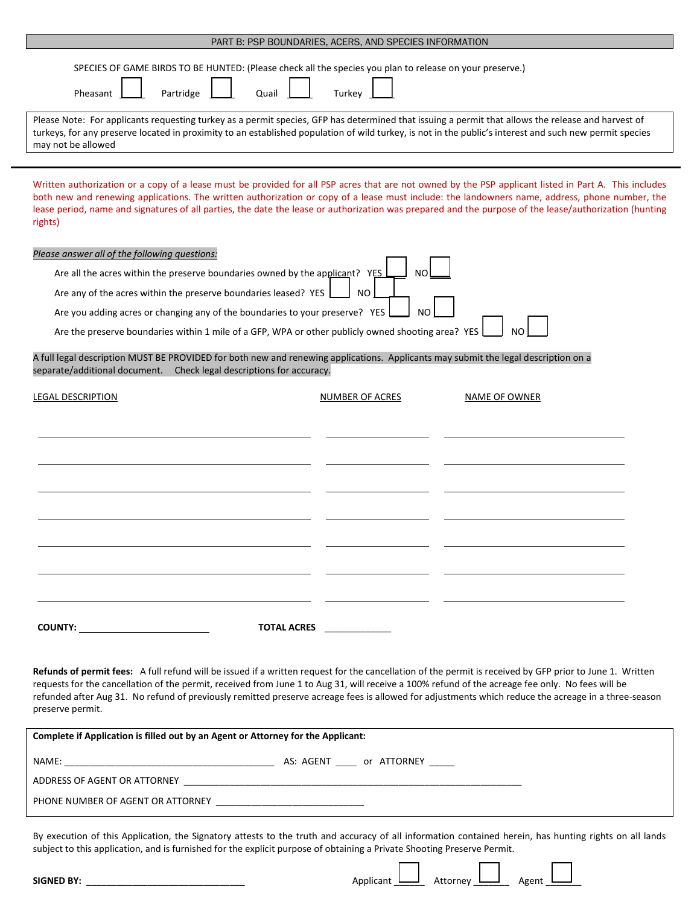## PART B: PSP BOUNDARIES, ACERS, AND SPECIES INFORMATION

SPECIES OF GAME BIRDS TO BE HUNTED: (Please check all the species you plan to release on your preserve.)

Pheasant ☐ Partridge ☐ Quail ☐ Turkey ☐

Please Note: For applicants requesting turkey as a permit species, GFP has determined that issuing a permit that allows the release and harvest of turkeys, for any preserve located in proximity to an established population of wild turkey, is not in the public's interest and such new permit species may not be allowed

---

Written authorization or a copy of a lease must be provided for all PSP acres that are not owned by the PSP applicant listed in Part A. This includes both new and renewing applications. The written authorization or copy of a lease must include: the landowners name, address, phone number, the lease period, name and signatures of all parties, the date the lease or authorization was prepared and the purpose of the lease/authorization (hunting rights)

*Please answer all of the following questions:*

Are all the acres within the preserve boundaries owned by the applicant? YES ☐ NO ☐

Are any of the acres within the preserve boundaries leased? YES ☐ NO ☐

Are you adding acres or changing any of the boundaries to your preserve? YES ☐ NO ☐

Are the preserve boundaries within 1 mile of a GFP, WPA or other publicly owned shooting area? YES ☐ NO ☐

A full legal description MUST BE PROVIDED for both new and renewing applications. Applicants may submit the legal description on a separate/additional document. Check legal descriptions for accuracy.

| LEGAL DESCRIPTION | NUMBER OF ACRES | NAME OF OWNER |
|---|---|---|
| | | |
| | | |
| | | |
| | | |
| | | |
| | | |
| | | |

**COUNTY:** ________________________ **TOTAL ACRES** ____________

**Refunds of permit fees:** A full refund will be issued if a written request for the cancellation of the permit is received by GFP prior to June 1. Written requests for the cancellation of the permit, received from June 1 to Aug 31, will receive a 100% refund of the acreage fee only. No fees will be refunded after Aug 31. No refund of previously remitted preserve acreage fees is allowed for adjustments which reduce the acreage in a three-season preserve permit.

**Complete if Application is filled out by an Agent or Attorney for the Applicant:**

NAME: ________________________________________ AS: AGENT ____ or ATTORNEY _____

ADDRESS OF AGENT OR ATTORNEY ____________________________________________________________________

PHONE NUMBER OF AGENT OR ATTORNEY ____________________________

By execution of this Application, the Signatory attests to the truth and accuracy of all information contained herein, has hunting rights on all lands subject to this application, and is furnished for the explicit purpose of obtaining a Private Shooting Preserve Permit.

**SIGNED BY:** ______________________________ Applicant ☐ Attorney ☐ Agent ☐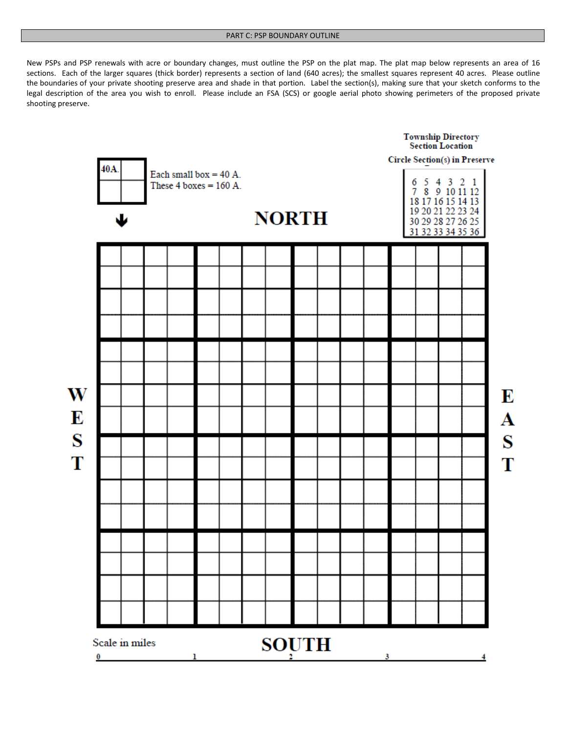## PART C: PSP BOUNDARY OUTLINE

New PSPs and PSP renewals with acre or boundary changes, must outline the PSP on the plat map. The plat map below represents an area of 16 sections. Each of the larger squares (thick border) represents a section of land (640 acres); the smallest squares represent 40 acres. Please outline the boundaries of your private shooting preserve area and shade in that portion. Label the section(s), making sure that your sketch conforms to the legal description of the area you wish to enroll. Please include an FSA (SCS) or google aerial photo showing perimeters of the proposed private shooting preserve.

**Township Directory Section Location**

**Circle Section(s) in Preserve**

| | | | | | |
|---|---|---|---|---|---|
| 6 | 5 | 4 | 3 | 2 | 1 |
| 7 | 8 | 9 | 10 | 11 | 12 |
| 18 | 17 | 16 | 15 | 14 | 13 |
| 19 | 20 | 21 | 22 | 23 | 24 |
| 30 | 29 | 28 | 27 | 26 | 25 |
| 31 | 32 | 33 | 34 | 35 | 36 |

40A.

Each small box = 40 A.
These 4 boxes = 160 A.

**NORTH**

**WEST**

**EAST**

**SOUTH**

Scale in miles

0 1 2 3 4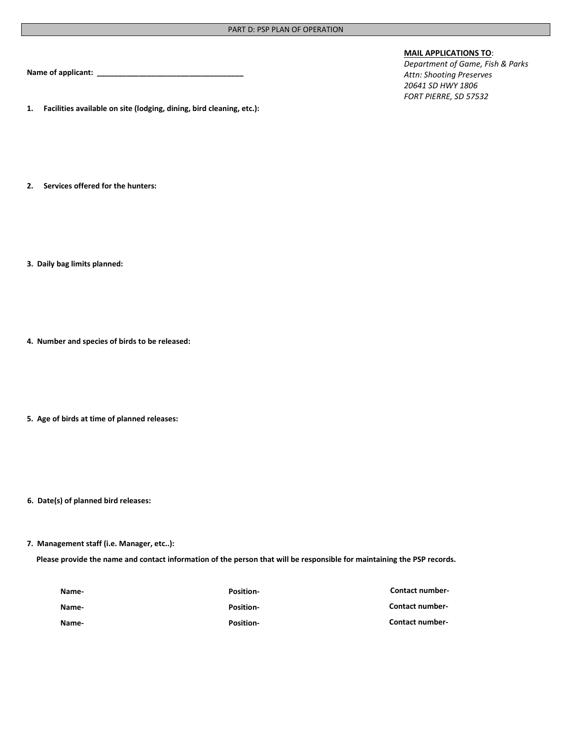## PART D: PSP PLAN OF OPERATION

**MAIL APPLICATIONS TO**:
*Department of Game, Fish & Parks*
*Attn: Shooting Preserves*
*20641 SD HWY 1806*
*FORT PIERRE, SD 57532*

**Name of applicant: ___________________________________**

**1. Facilities available on site (lodging, dining, bird cleaning, etc.):**

**2. Services offered for the hunters:**

**3. Daily bag limits planned:**

**4. Number and species of birds to be released:**

**5. Age of birds at time of planned releases:**

**6. Date(s) of planned bird releases:**

**7. Management staff (i.e. Manager, etc..):**

**Please provide the name and contact information of the person that will be responsible for maintaining the PSP records.**

| | | |
|---|---|---|
| **Name-** | **Position-** | **Contact number-** |
| **Name-** | **Position-** | **Contact number-** |
| **Name-** | **Position-** | **Contact number-** |